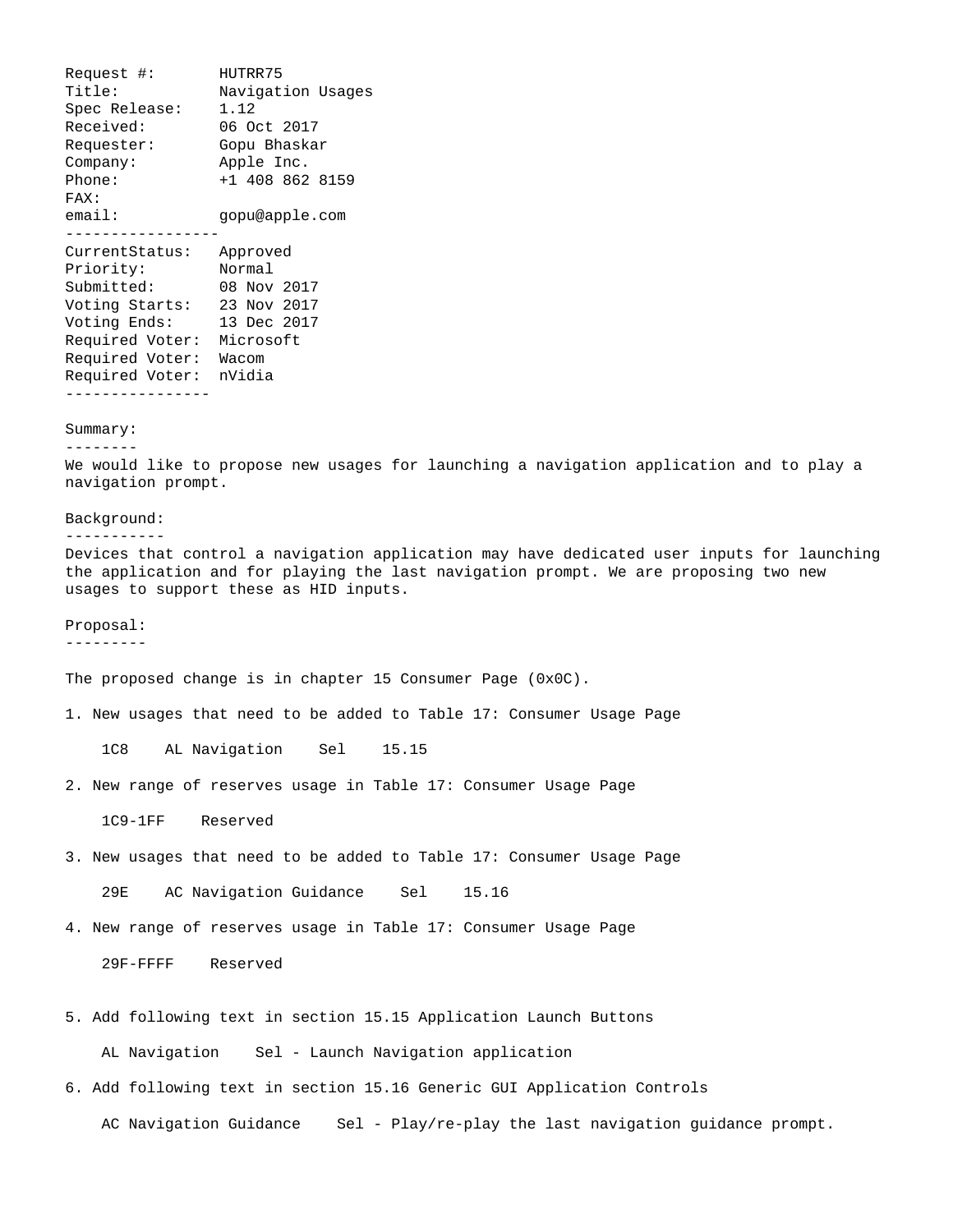Request #: HUTRR75
Title: Navigation Usages
Spec Release: 1.12
Received: 06 Oct 2017
Requester: Gopu Bhaskar
Company: Apple Inc.
Phone: +1 408 862 8159
FAX:
email: gopu@apple.com

-----------------

CurrentStatus: Approved
Priority: Normal
Submitted: 08 Nov 2017
Voting Starts: 23 Nov 2017
Voting Ends: 13 Dec 2017
Required Voter: Microsoft
Required Voter: Wacom
Required Voter: nVidia

----------------

## Summary:

We would like to propose new usages for launching a navigation application and to play a navigation prompt.

## Background:

Devices that control a navigation application may have dedicated user inputs for launching the application and for playing the last navigation prompt. We are proposing two new usages to support these as HID inputs.

## Proposal:

The proposed change is in chapter 15 Consumer Page (0x0C).

1. New usages that need to be added to Table 17: Consumer Usage Page

   1C8 AL Navigation Sel 15.15

2. New range of reserves usage in Table 17: Consumer Usage Page

   1C9-1FF Reserved

3. New usages that need to be added to Table 17: Consumer Usage Page

   29E AC Navigation Guidance Sel 15.16

4. New range of reserves usage in Table 17: Consumer Usage Page

   29F-FFFF Reserved

5. Add following text in section 15.15 Application Launch Buttons

   AL Navigation Sel - Launch Navigation application

6. Add following text in section 15.16 Generic GUI Application Controls

   AC Navigation Guidance Sel - Play/re-play the last navigation guidance prompt.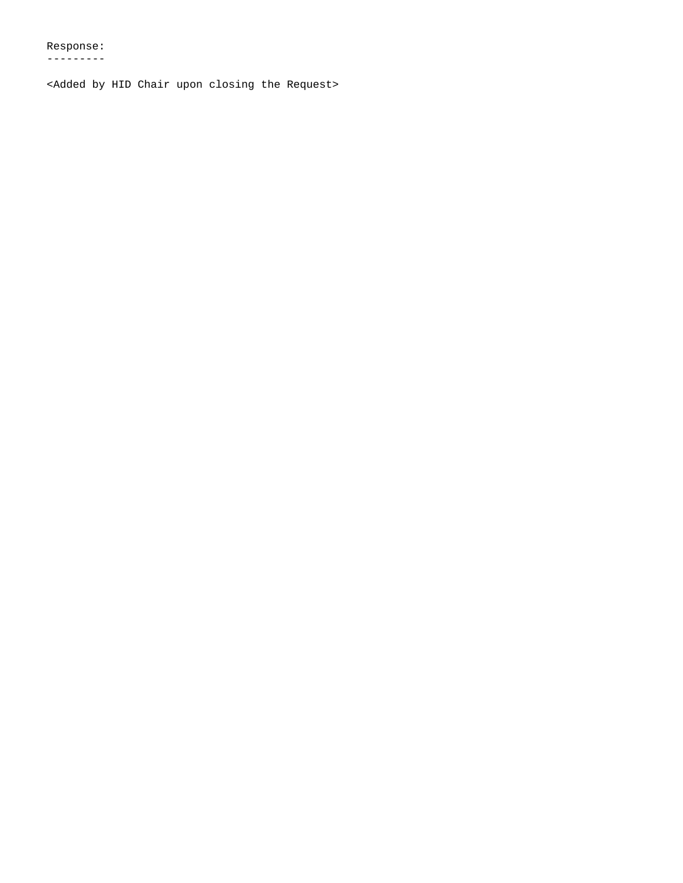Response:
---------

<Added by HID Chair upon closing the Request>